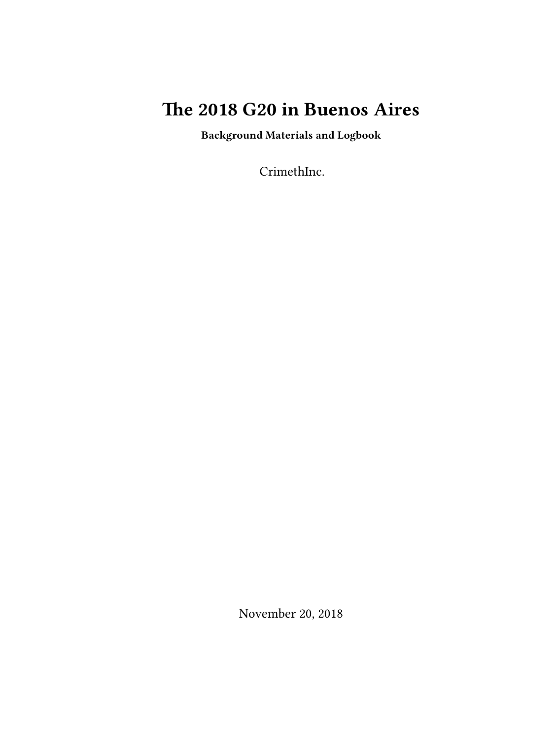# The 2018 G20 in Buenos Aires

**Background Materials and Logbook**

CrimethInc.

November 20, 2018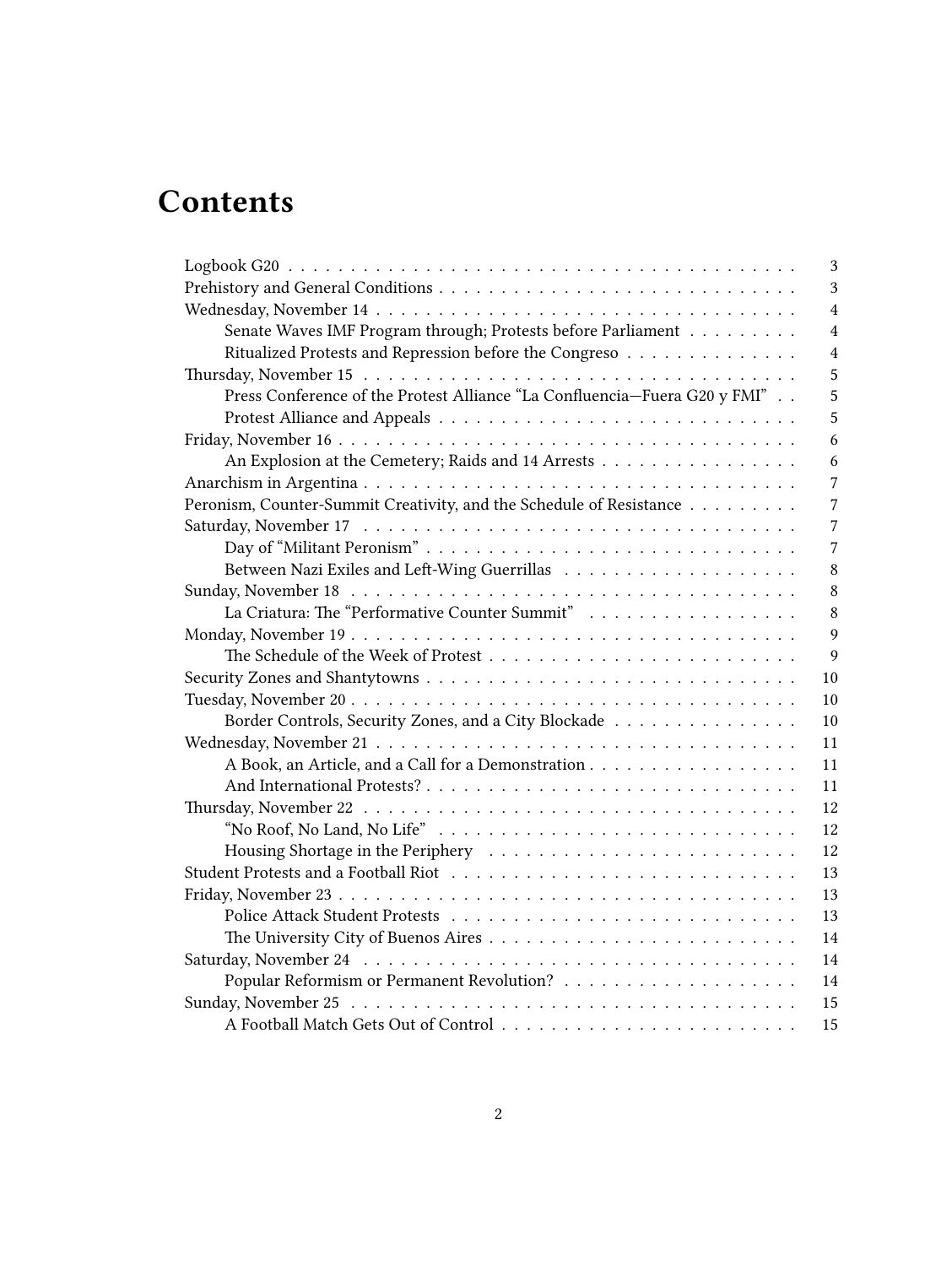# Contents

- Logbook G20 — 3
- Prehistory and General Conditions — 3
- Wednesday, November 14 — 4
  - Senate Waves IMF Program through; Protests before Parliament — 4
  - Ritualized Protests and Repression before the Congreso — 4
- Thursday, November 15 — 5
  - Press Conference of the Protest Alliance “La Confluencia—Fuera G20 y FMI” — 5
  - Protest Alliance and Appeals — 5
- Friday, November 16 — 6
  - An Explosion at the Cemetery; Raids and 14 Arrests — 6
- Anarchism in Argentina — 7
- Peronism, Counter-Summit Creativity, and the Schedule of Resistance — 7
- Saturday, November 17 — 7
  - Day of “Militant Peronism” — 7
  - Between Nazi Exiles and Left-Wing Guerrillas — 8
- Sunday, November 18 — 8
  - La Criatura: The “Performative Counter Summit” — 8
- Monday, November 19 — 9
  - The Schedule of the Week of Protest — 9
- Security Zones and Shantytowns — 10
- Tuesday, November 20 — 10
  - Border Controls, Security Zones, and a City Blockade — 10
- Wednesday, November 21 — 11
  - A Book, an Article, and a Call for a Demonstration — 11
  - And International Protests? — 11
- Thursday, November 22 — 12
  - “No Roof, No Land, No Life” — 12
  - Housing Shortage in the Periphery — 12
- Student Protests and a Football Riot — 13
- Friday, November 23 — 13
  - Police Attack Student Protests — 13
  - The University City of Buenos Aires — 14
- Saturday, November 24 — 14
  - Popular Reformism or Permanent Revolution? — 14
- Sunday, November 25 — 15
  - A Football Match Gets Out of Control — 15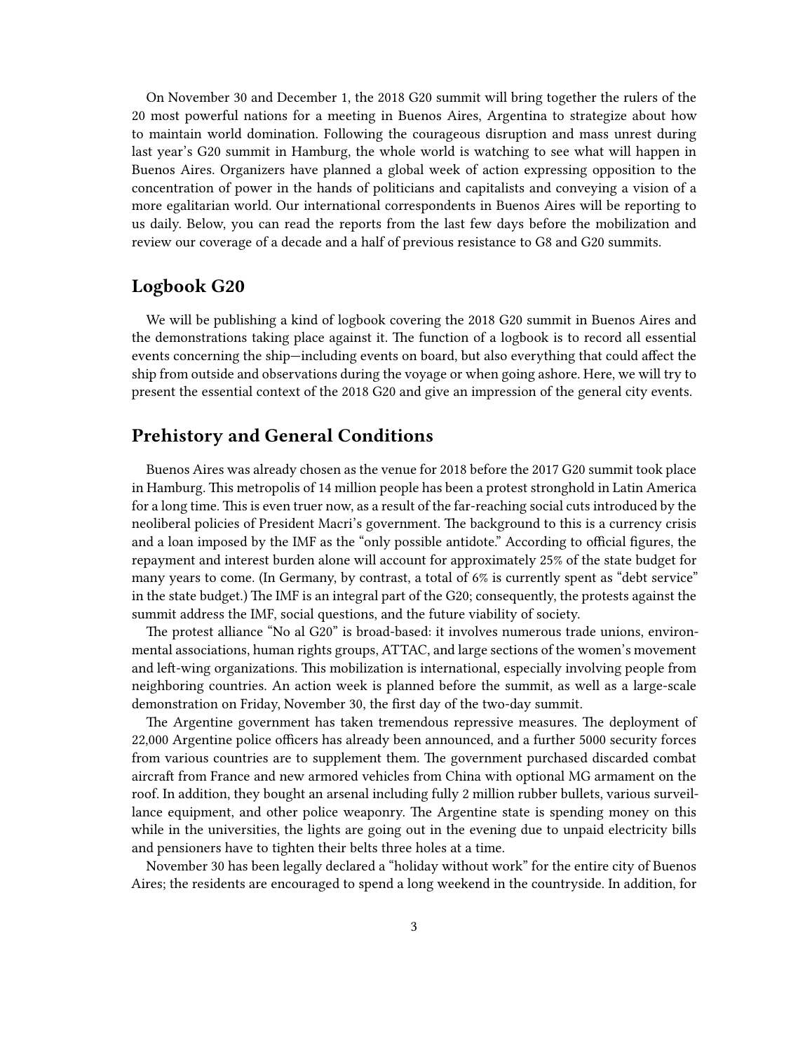On November 30 and December 1, the 2018 G20 summit will bring together the rulers of the 20 most powerful nations for a meeting in Buenos Aires, Argentina to strategize about how to maintain world domination. Following the courageous disruption and mass unrest during last year's G20 summit in Hamburg, the whole world is watching to see what will happen in Buenos Aires. Organizers have planned a global week of action expressing opposition to the concentration of power in the hands of politicians and capitalists and conveying a vision of a more egalitarian world. Our international correspondents in Buenos Aires will be reporting to us daily. Below, you can read the reports from the last few days before the mobilization and review our coverage of a decade and a half of previous resistance to G8 and G20 summits.

## Logbook G20

We will be publishing a kind of logbook covering the 2018 G20 summit in Buenos Aires and the demonstrations taking place against it. The function of a logbook is to record all essential events concerning the ship—including events on board, but also everything that could affect the ship from outside and observations during the voyage or when going ashore. Here, we will try to present the essential context of the 2018 G20 and give an impression of the general city events.

## Prehistory and General Conditions

Buenos Aires was already chosen as the venue for 2018 before the 2017 G20 summit took place in Hamburg. This metropolis of 14 million people has been a protest stronghold in Latin America for a long time. This is even truer now, as a result of the far-reaching social cuts introduced by the neoliberal policies of President Macri's government. The background to this is a currency crisis and a loan imposed by the IMF as the "only possible antidote." According to official figures, the repayment and interest burden alone will account for approximately 25% of the state budget for many years to come. (In Germany, by contrast, a total of 6% is currently spent as "debt service" in the state budget.) The IMF is an integral part of the G20; consequently, the protests against the summit address the IMF, social questions, and the future viability of society.

The protest alliance "No al G20" is broad-based: it involves numerous trade unions, environmental associations, human rights groups, ATTAC, and large sections of the women's movement and left-wing organizations. This mobilization is international, especially involving people from neighboring countries. An action week is planned before the summit, as well as a large-scale demonstration on Friday, November 30, the first day of the two-day summit.

The Argentine government has taken tremendous repressive measures. The deployment of 22,000 Argentine police officers has already been announced, and a further 5000 security forces from various countries are to supplement them. The government purchased discarded combat aircraft from France and new armored vehicles from China with optional MG armament on the roof. In addition, they bought an arsenal including fully 2 million rubber bullets, various surveillance equipment, and other police weaponry. The Argentine state is spending money on this while in the universities, the lights are going out in the evening due to unpaid electricity bills and pensioners have to tighten their belts three holes at a time.

November 30 has been legally declared a "holiday without work" for the entire city of Buenos Aires; the residents are encouraged to spend a long weekend in the countryside. In addition, for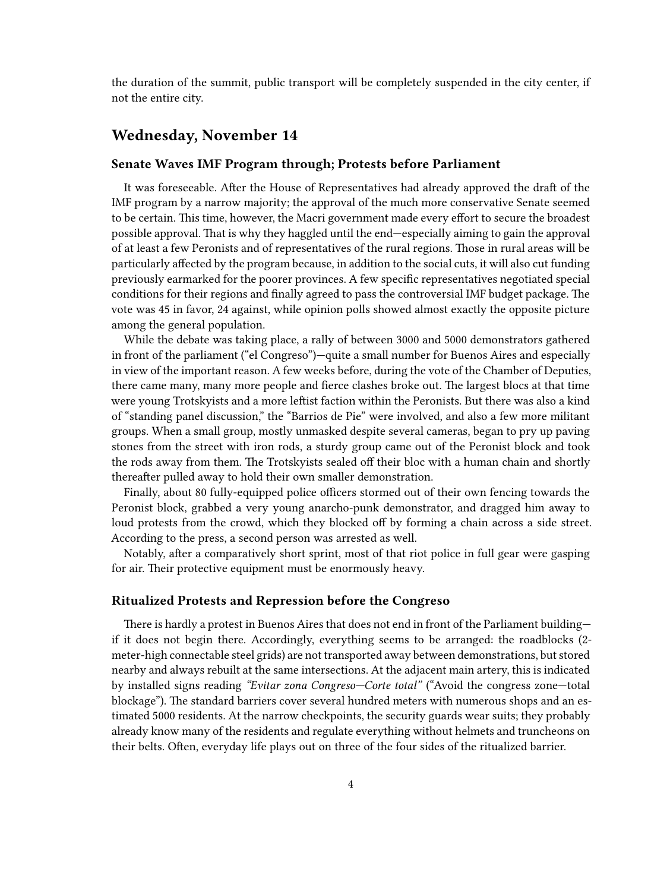the duration of the summit, public transport will be completely suspended in the city center, if not the entire city.

## Wednesday, November 14

### Senate Waves IMF Program through; Protests before Parliament

It was foreseeable. After the House of Representatives had already approved the draft of the IMF program by a narrow majority; the approval of the much more conservative Senate seemed to be certain. This time, however, the Macri government made every effort to secure the broadest possible approval. That is why they haggled until the end—especially aiming to gain the approval of at least a few Peronists and of representatives of the rural regions. Those in rural areas will be particularly affected by the program because, in addition to the social cuts, it will also cut funding previously earmarked for the poorer provinces. A few specific representatives negotiated special conditions for their regions and finally agreed to pass the controversial IMF budget package. The vote was 45 in favor, 24 against, while opinion polls showed almost exactly the opposite picture among the general population.

While the debate was taking place, a rally of between 3000 and 5000 demonstrators gathered in front of the parliament ("el Congreso")—quite a small number for Buenos Aires and especially in view of the important reason. A few weeks before, during the vote of the Chamber of Deputies, there came many, many more people and fierce clashes broke out. The largest blocs at that time were young Trotskyists and a more leftist faction within the Peronists. But there was also a kind of "standing panel discussion," the "Barrios de Pie" were involved, and also a few more militant groups. When a small group, mostly unmasked despite several cameras, began to pry up paving stones from the street with iron rods, a sturdy group came out of the Peronist block and took the rods away from them. The Trotskyists sealed off their bloc with a human chain and shortly thereafter pulled away to hold their own smaller demonstration.

Finally, about 80 fully-equipped police officers stormed out of their own fencing towards the Peronist block, grabbed a very young anarcho-punk demonstrator, and dragged him away to loud protests from the crowd, which they blocked off by forming a chain across a side street. According to the press, a second person was arrested as well.

Notably, after a comparatively short sprint, most of that riot police in full gear were gasping for air. Their protective equipment must be enormously heavy.

### Ritualized Protests and Repression before the Congreso

There is hardly a protest in Buenos Aires that does not end in front of the Parliament building—if it does not begin there. Accordingly, everything seems to be arranged: the roadblocks (2-meter-high connectable steel grids) are not transported away between demonstrations, but stored nearby and always rebuilt at the same intersections. At the adjacent main artery, this is indicated by installed signs reading *"Evitar zona Congreso—Corte total"* ("Avoid the congress zone—total blockage"). The standard barriers cover several hundred meters with numerous shops and an estimated 5000 residents. At the narrow checkpoints, the security guards wear suits; they probably already know many of the residents and regulate everything without helmets and truncheons on their belts. Often, everyday life plays out on three of the four sides of the ritualized barrier.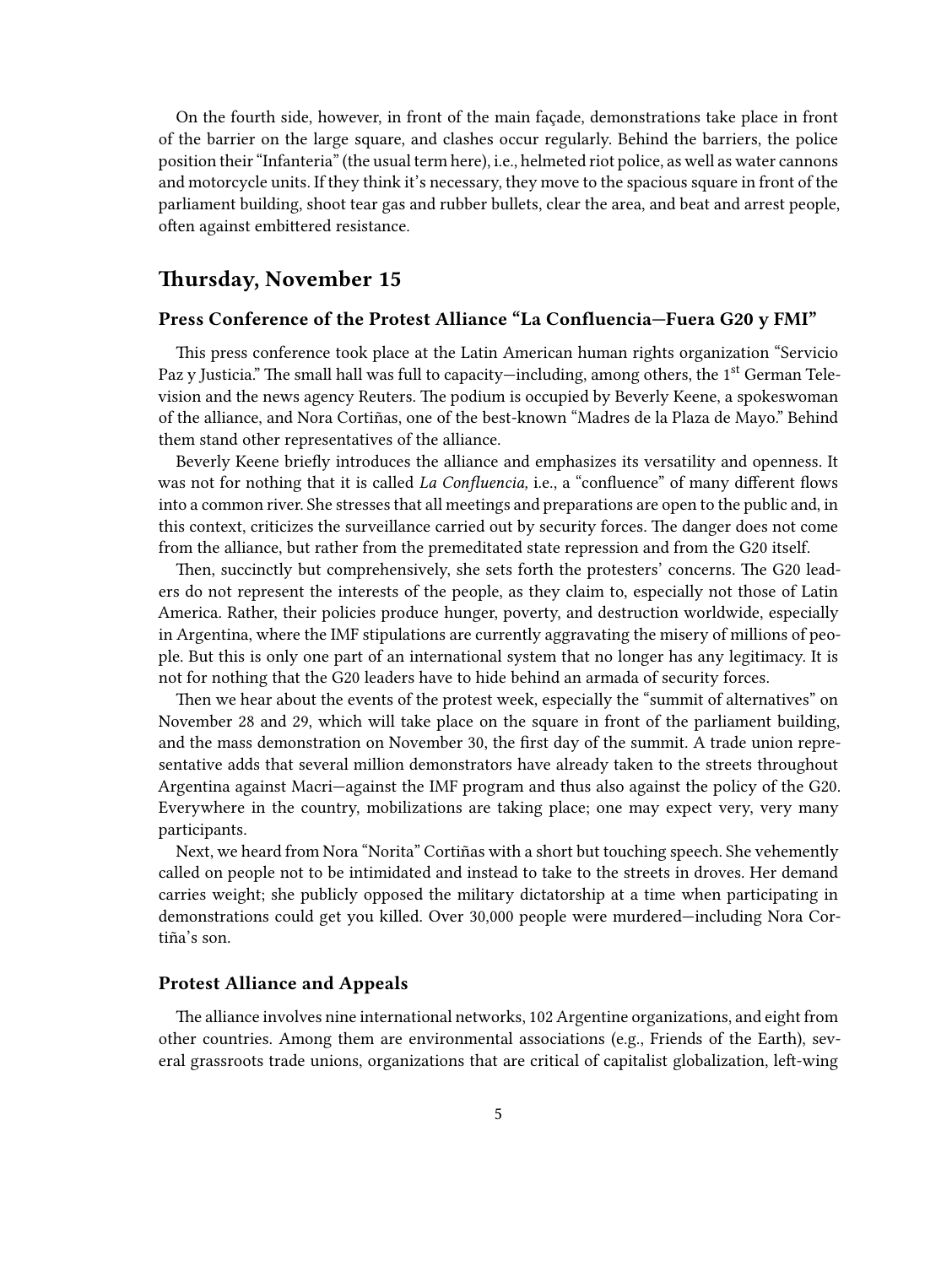On the fourth side, however, in front of the main façade, demonstrations take place in front of the barrier on the large square, and clashes occur regularly. Behind the barriers, the police position their "Infanteria" (the usual term here), i.e., helmeted riot police, as well as water cannons and motorcycle units. If they think it's necessary, they move to the spacious square in front of the parliament building, shoot tear gas and rubber bullets, clear the area, and beat and arrest people, often against embittered resistance.

## Thursday, November 15

### Press Conference of the Protest Alliance "La Confluencia—Fuera G20 y FMI"

This press conference took place at the Latin American human rights organization "Servicio Paz y Justicia." The small hall was full to capacity—including, among others, the 1st German Television and the news agency Reuters. The podium is occupied by Beverly Keene, a spokeswoman of the alliance, and Nora Cortiñas, one of the best-known "Madres de la Plaza de Mayo." Behind them stand other representatives of the alliance.

Beverly Keene briefly introduces the alliance and emphasizes its versatility and openness. It was not for nothing that it is called *La Confluencia,* i.e., a "confluence" of many different flows into a common river. She stresses that all meetings and preparations are open to the public and, in this context, criticizes the surveillance carried out by security forces. The danger does not come from the alliance, but rather from the premeditated state repression and from the G20 itself.

Then, succinctly but comprehensively, she sets forth the protesters' concerns. The G20 leaders do not represent the interests of the people, as they claim to, especially not those of Latin America. Rather, their policies produce hunger, poverty, and destruction worldwide, especially in Argentina, where the IMF stipulations are currently aggravating the misery of millions of people. But this is only one part of an international system that no longer has any legitimacy. It is not for nothing that the G20 leaders have to hide behind an armada of security forces.

Then we hear about the events of the protest week, especially the "summit of alternatives" on November 28 and 29, which will take place on the square in front of the parliament building, and the mass demonstration on November 30, the first day of the summit. A trade union representative adds that several million demonstrators have already taken to the streets throughout Argentina against Macri—against the IMF program and thus also against the policy of the G20. Everywhere in the country, mobilizations are taking place; one may expect very, very many participants.

Next, we heard from Nora "Norita" Cortiñas with a short but touching speech. She vehemently called on people not to be intimidated and instead to take to the streets in droves. Her demand carries weight; she publicly opposed the military dictatorship at a time when participating in demonstrations could get you killed. Over 30,000 people were murdered—including Nora Cortiña's son.

### Protest Alliance and Appeals

The alliance involves nine international networks, 102 Argentine organizations, and eight from other countries. Among them are environmental associations (e.g., Friends of the Earth), several grassroots trade unions, organizations that are critical of capitalist globalization, left-wing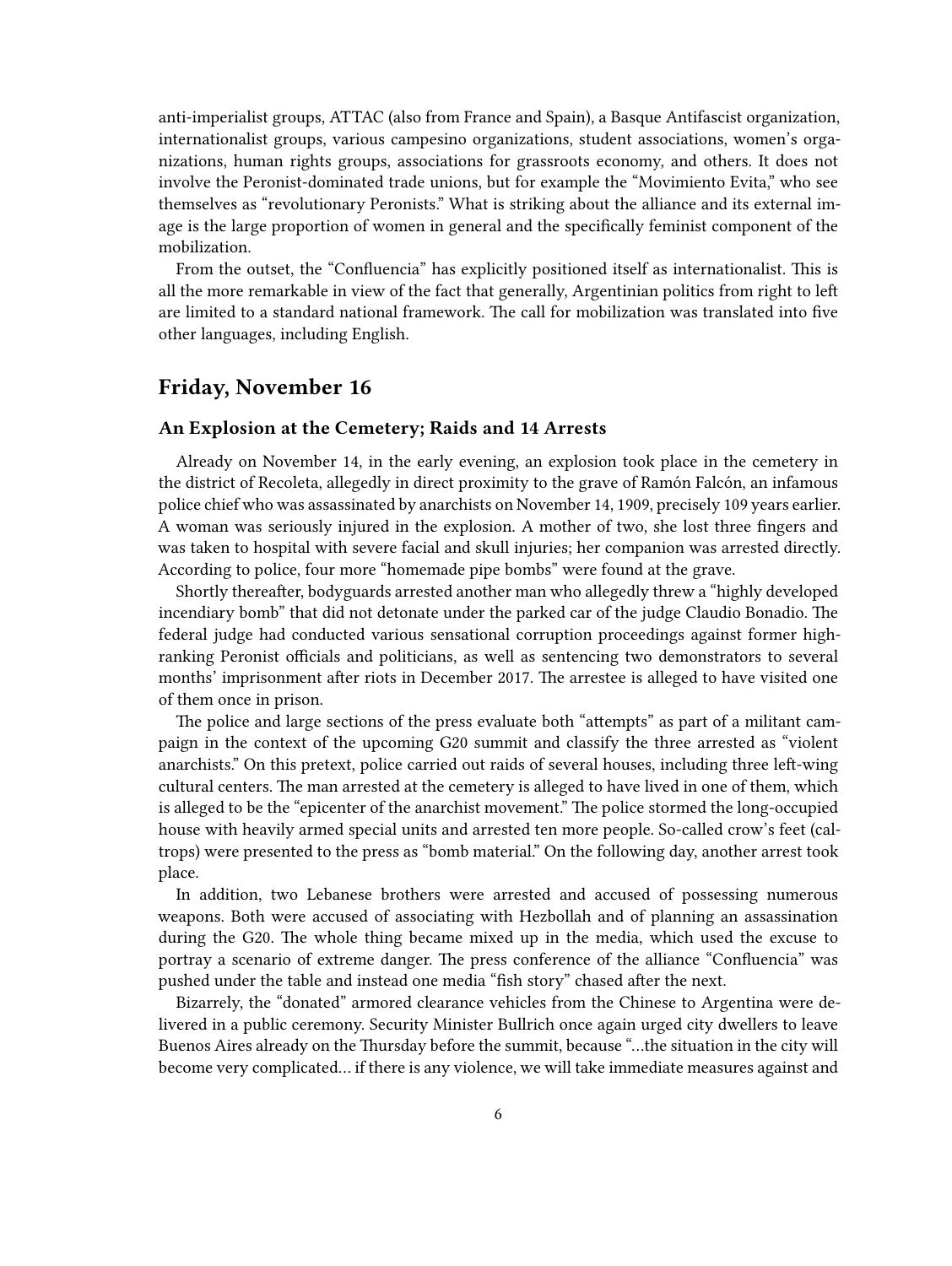anti-imperialist groups, ATTAC (also from France and Spain), a Basque Antifascist organization, internationalist groups, various campesino organizations, student associations, women's organizations, human rights groups, associations for grassroots economy, and others. It does not involve the Peronist-dominated trade unions, but for example the "Movimiento Evita," who see themselves as "revolutionary Peronists." What is striking about the alliance and its external image is the large proportion of women in general and the specifically feminist component of the mobilization.

From the outset, the "Confluencia" has explicitly positioned itself as internationalist. This is all the more remarkable in view of the fact that generally, Argentinian politics from right to left are limited to a standard national framework. The call for mobilization was translated into five other languages, including English.

## Friday, November 16

### An Explosion at the Cemetery; Raids and 14 Arrests

Already on November 14, in the early evening, an explosion took place in the cemetery in the district of Recoleta, allegedly in direct proximity to the grave of Ramón Falcón, an infamous police chief who was assassinated by anarchists on November 14, 1909, precisely 109 years earlier. A woman was seriously injured in the explosion. A mother of two, she lost three fingers and was taken to hospital with severe facial and skull injuries; her companion was arrested directly. According to police, four more "homemade pipe bombs" were found at the grave.

Shortly thereafter, bodyguards arrested another man who allegedly threw a "highly developed incendiary bomb" that did not detonate under the parked car of the judge Claudio Bonadio. The federal judge had conducted various sensational corruption proceedings against former high-ranking Peronist officials and politicians, as well as sentencing two demonstrators to several months' imprisonment after riots in December 2017. The arrestee is alleged to have visited one of them once in prison.

The police and large sections of the press evaluate both "attempts" as part of a militant campaign in the context of the upcoming G20 summit and classify the three arrested as "violent anarchists." On this pretext, police carried out raids of several houses, including three left-wing cultural centers. The man arrested at the cemetery is alleged to have lived in one of them, which is alleged to be the "epicenter of the anarchist movement." The police stormed the long-occupied house with heavily armed special units and arrested ten more people. So-called crow's feet (caltrops) were presented to the press as "bomb material." On the following day, another arrest took place.

In addition, two Lebanese brothers were arrested and accused of possessing numerous weapons. Both were accused of associating with Hezbollah and of planning an assassination during the G20. The whole thing became mixed up in the media, which used the excuse to portray a scenario of extreme danger. The press conference of the alliance "Confluencia" was pushed under the table and instead one media "fish story" chased after the next.

Bizarrely, the "donated" armored clearance vehicles from the Chinese to Argentina were delivered in a public ceremony. Security Minister Bullrich once again urged city dwellers to leave Buenos Aires already on the Thursday before the summit, because "…the situation in the city will become very complicated… if there is any violence, we will take immediate measures against and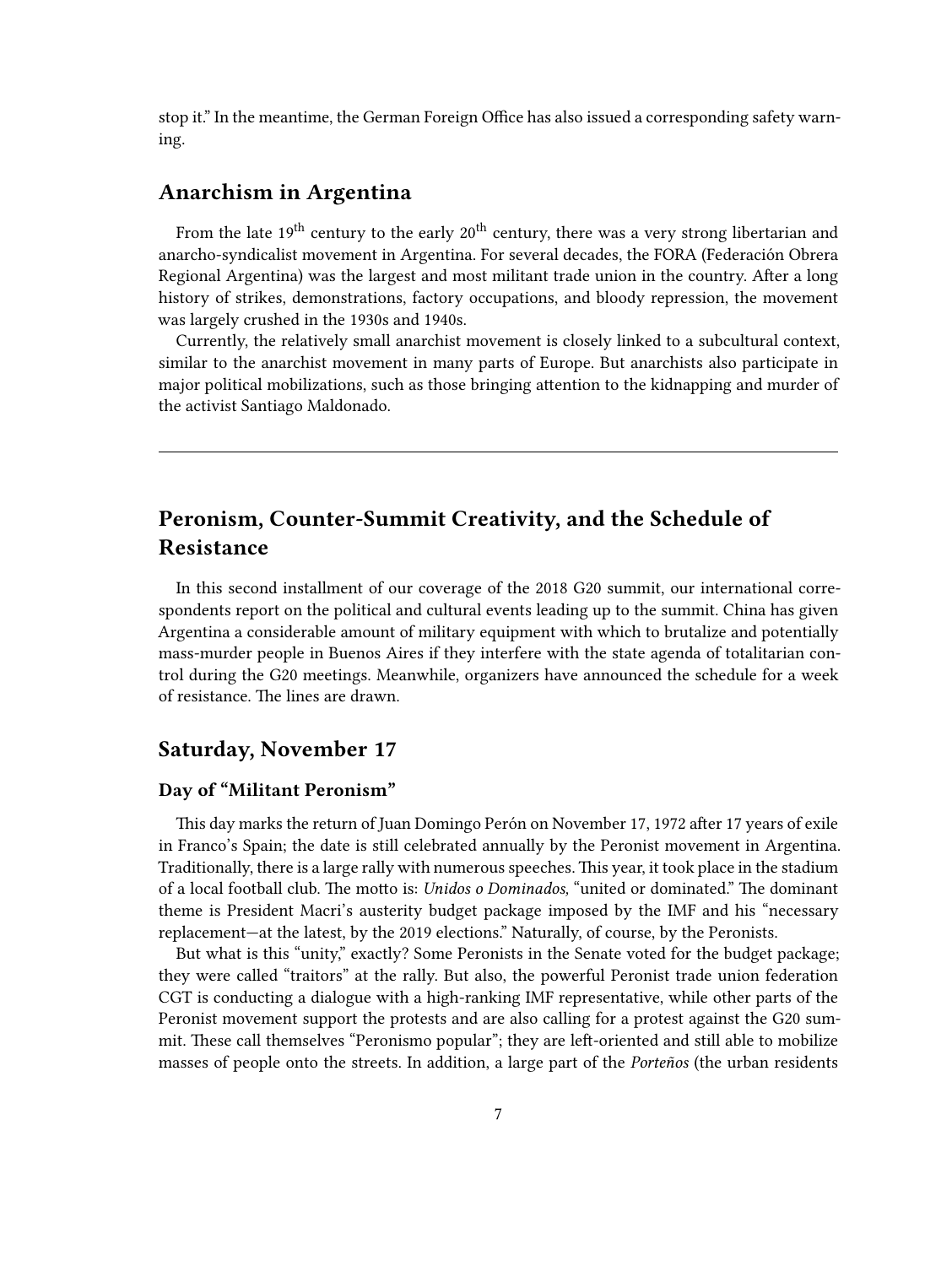stop it." In the meantime, the German Foreign Office has also issued a corresponding safety warning.

## Anarchism in Argentina

From the late 19th century to the early 20th century, there was a very strong libertarian and anarcho-syndicalist movement in Argentina. For several decades, the FORA (Federación Obrera Regional Argentina) was the largest and most militant trade union in the country. After a long history of strikes, demonstrations, factory occupations, and bloody repression, the movement was largely crushed in the 1930s and 1940s.

Currently, the relatively small anarchist movement is closely linked to a subcultural context, similar to the anarchist movement in many parts of Europe. But anarchists also participate in major political mobilizations, such as those bringing attention to the kidnapping and murder of the activist Santiago Maldonado.

---

# Peronism, Counter-Summit Creativity, and the Schedule of Resistance

In this second installment of our coverage of the 2018 G20 summit, our international correspondents report on the political and cultural events leading up to the summit. China has given Argentina a considerable amount of military equipment with which to brutalize and potentially mass-murder people in Buenos Aires if they interfere with the state agenda of totalitarian control during the G20 meetings. Meanwhile, organizers have announced the schedule for a week of resistance. The lines are drawn.

## Saturday, November 17

### Day of "Militant Peronism"

This day marks the return of Juan Domingo Perón on November 17, 1972 after 17 years of exile in Franco's Spain; the date is still celebrated annually by the Peronist movement in Argentina. Traditionally, there is a large rally with numerous speeches. This year, it took place in the stadium of a local football club. The motto is: *Unidos o Dominados*, "united or dominated." The dominant theme is President Macri's austerity budget package imposed by the IMF and his "necessary replacement—at the latest, by the 2019 elections." Naturally, of course, by the Peronists.

But what is this "unity," exactly? Some Peronists in the Senate voted for the budget package; they were called "traitors" at the rally. But also, the powerful Peronist trade union federation CGT is conducting a dialogue with a high-ranking IMF representative, while other parts of the Peronist movement support the protests and are also calling for a protest against the G20 summit. These call themselves "Peronismo popular"; they are left-oriented and still able to mobilize masses of people onto the streets. In addition, a large part of the *Porteños* (the urban residents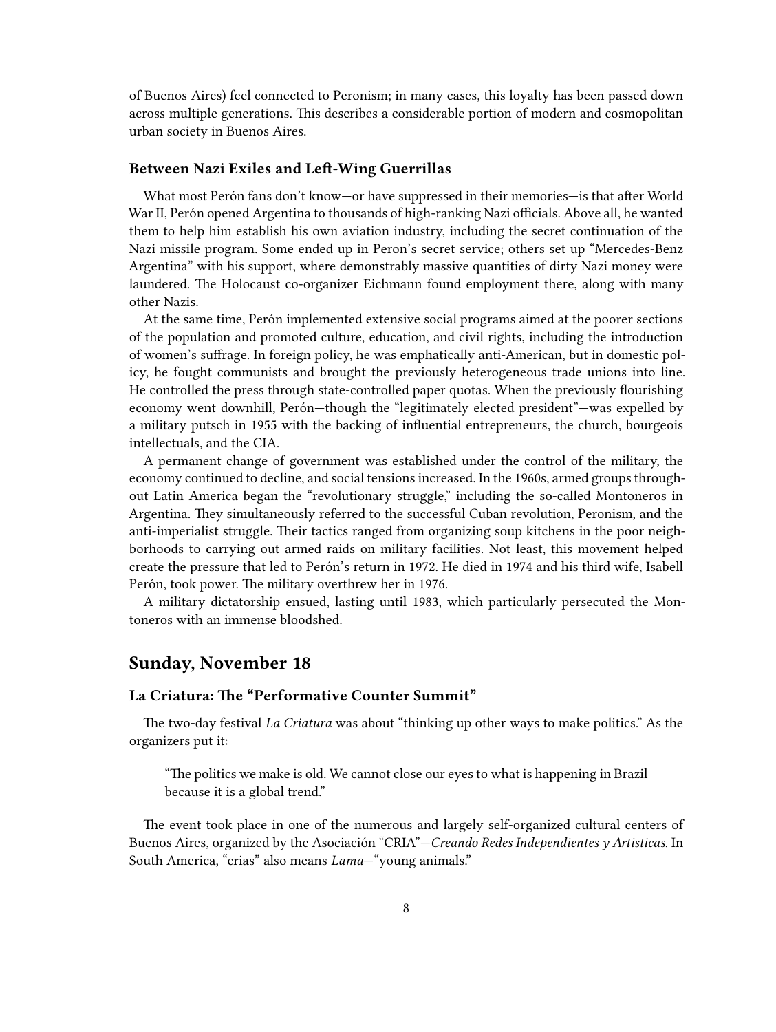of Buenos Aires) feel connected to Peronism; in many cases, this loyalty has been passed down across multiple generations. This describes a considerable portion of modern and cosmopolitan urban society in Buenos Aires.

### Between Nazi Exiles and Left-Wing Guerrillas

What most Perón fans don't know—or have suppressed in their memories—is that after World War II, Perón opened Argentina to thousands of high-ranking Nazi officials. Above all, he wanted them to help him establish his own aviation industry, including the secret continuation of the Nazi missile program. Some ended up in Peron's secret service; others set up "Mercedes-Benz Argentina" with his support, where demonstrably massive quantities of dirty Nazi money were laundered. The Holocaust co-organizer Eichmann found employment there, along with many other Nazis.

At the same time, Perón implemented extensive social programs aimed at the poorer sections of the population and promoted culture, education, and civil rights, including the introduction of women's suffrage. In foreign policy, he was emphatically anti-American, but in domestic policy, he fought communists and brought the previously heterogeneous trade unions into line. He controlled the press through state-controlled paper quotas. When the previously flourishing economy went downhill, Perón—though the "legitimately elected president"—was expelled by a military putsch in 1955 with the backing of influential entrepreneurs, the church, bourgeois intellectuals, and the CIA.

A permanent change of government was established under the control of the military, the economy continued to decline, and social tensions increased. In the 1960s, armed groups throughout Latin America began the "revolutionary struggle," including the so-called Montoneros in Argentina. They simultaneously referred to the successful Cuban revolution, Peronism, and the anti-imperialist struggle. Their tactics ranged from organizing soup kitchens in the poor neighborhoods to carrying out armed raids on military facilities. Not least, this movement helped create the pressure that led to Perón's return in 1972. He died in 1974 and his third wife, Isabell Perón, took power. The military overthrew her in 1976.

A military dictatorship ensued, lasting until 1983, which particularly persecuted the Montoneros with an immense bloodshed.

## Sunday, November 18

### La Criatura: The "Performative Counter Summit"

The two-day festival *La Criatura* was about "thinking up other ways to make politics." As the organizers put it:

> "The politics we make is old. We cannot close our eyes to what is happening in Brazil because it is a global trend."

The event took place in one of the numerous and largely self-organized cultural centers of Buenos Aires, organized by the Asociación "CRIA"—*Creando Redes Independientes y Artisticas.* In South America, "crias" also means *Lama*—"young animals."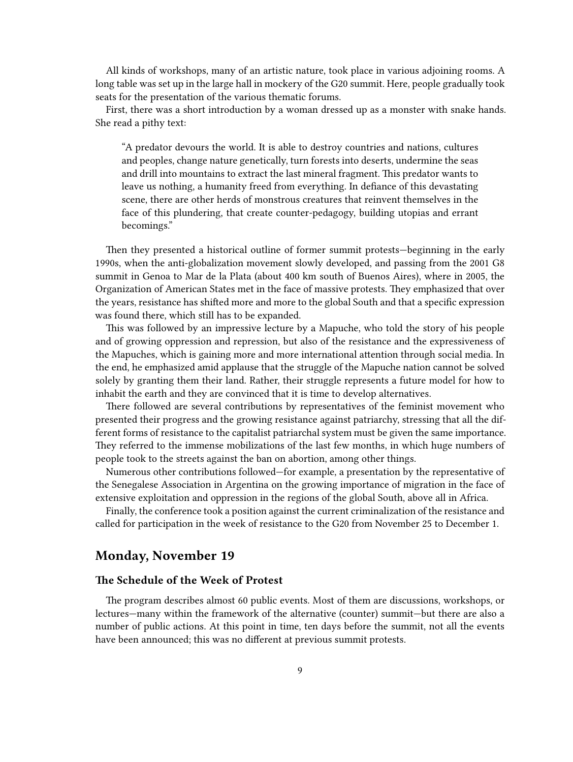All kinds of workshops, many of an artistic nature, took place in various adjoining rooms. A long table was set up in the large hall in mockery of the G20 summit. Here, people gradually took seats for the presentation of the various thematic forums.

First, there was a short introduction by a woman dressed up as a monster with snake hands. She read a pithy text:

> "A predator devours the world. It is able to destroy countries and nations, cultures and peoples, change nature genetically, turn forests into deserts, undermine the seas and drill into mountains to extract the last mineral fragment. This predator wants to leave us nothing, a humanity freed from everything. In defiance of this devastating scene, there are other herds of monstrous creatures that reinvent themselves in the face of this plundering, that create counter-pedagogy, building utopias and errant becomings."

Then they presented a historical outline of former summit protests—beginning in the early 1990s, when the anti-globalization movement slowly developed, and passing from the 2001 G8 summit in Genoa to Mar de la Plata (about 400 km south of Buenos Aires), where in 2005, the Organization of American States met in the face of massive protests. They emphasized that over the years, resistance has shifted more and more to the global South and that a specific expression was found there, which still has to be expanded.

This was followed by an impressive lecture by a Mapuche, who told the story of his people and of growing oppression and repression, but also of the resistance and the expressiveness of the Mapuches, which is gaining more and more international attention through social media. In the end, he emphasized amid applause that the struggle of the Mapuche nation cannot be solved solely by granting them their land. Rather, their struggle represents a future model for how to inhabit the earth and they are convinced that it is time to develop alternatives.

There followed are several contributions by representatives of the feminist movement who presented their progress and the growing resistance against patriarchy, stressing that all the different forms of resistance to the capitalist patriarchal system must be given the same importance. They referred to the immense mobilizations of the last few months, in which huge numbers of people took to the streets against the ban on abortion, among other things.

Numerous other contributions followed—for example, a presentation by the representative of the Senegalese Association in Argentina on the growing importance of migration in the face of extensive exploitation and oppression in the regions of the global South, above all in Africa.

Finally, the conference took a position against the current criminalization of the resistance and called for participation in the week of resistance to the G20 from November 25 to December 1.

## Monday, November 19

### The Schedule of the Week of Protest

The program describes almost 60 public events. Most of them are discussions, workshops, or lectures—many within the framework of the alternative (counter) summit—but there are also a number of public actions. At this point in time, ten days before the summit, not all the events have been announced; this was no different at previous summit protests.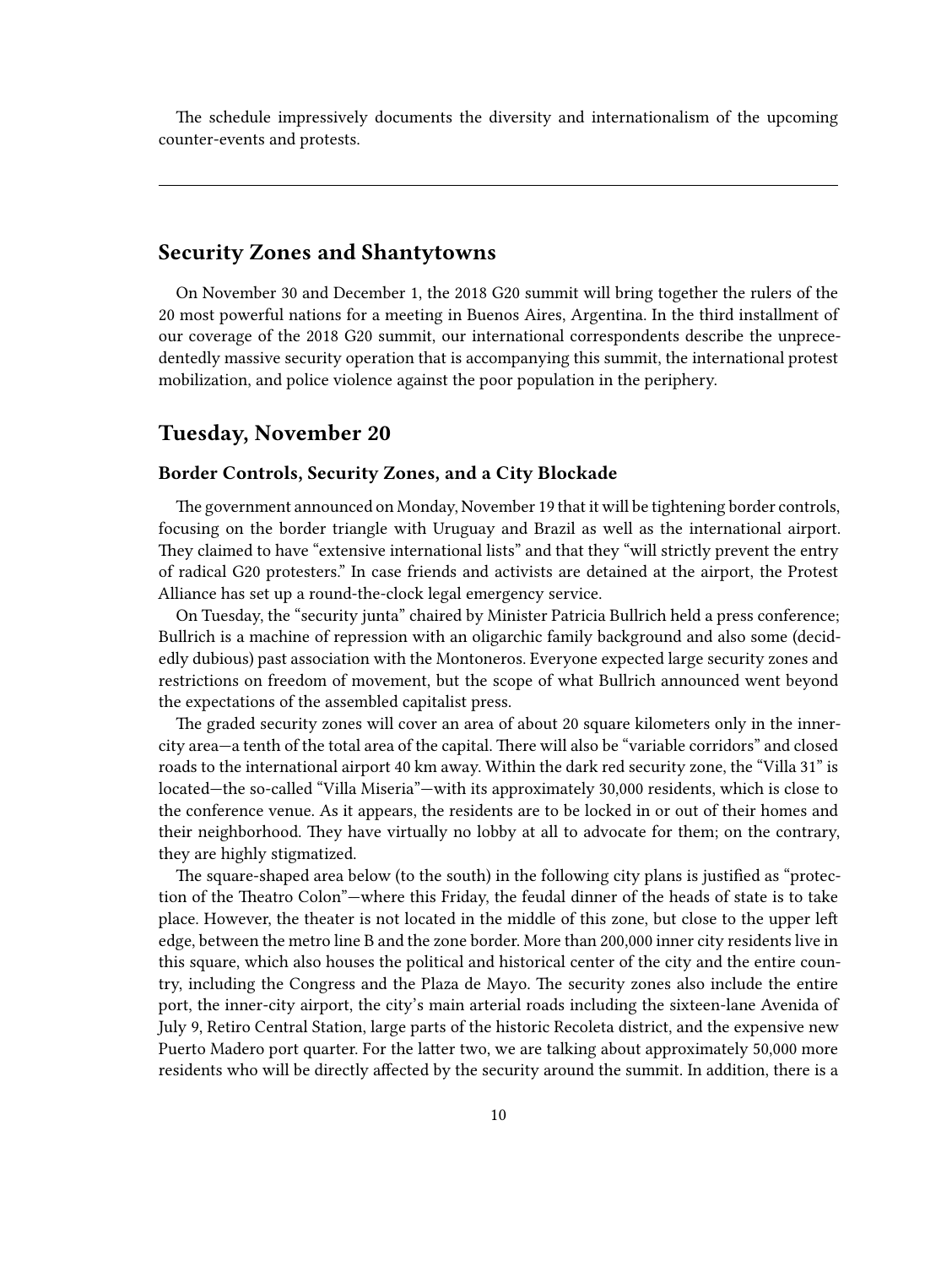The schedule impressively documents the diversity and internationalism of the upcoming counter-events and protests.

---

## Security Zones and Shantytowns

On November 30 and December 1, the 2018 G20 summit will bring together the rulers of the 20 most powerful nations for a meeting in Buenos Aires, Argentina. In the third installment of our coverage of the 2018 G20 summit, our international correspondents describe the unprecedentedly massive security operation that is accompanying this summit, the international protest mobilization, and police violence against the poor population in the periphery.

## Tuesday, November 20

### Border Controls, Security Zones, and a City Blockade

The government announced on Monday, November 19 that it will be tightening border controls, focusing on the border triangle with Uruguay and Brazil as well as the international airport. They claimed to have "extensive international lists" and that they "will strictly prevent the entry of radical G20 protesters." In case friends and activists are detained at the airport, the Protest Alliance has set up a round-the-clock legal emergency service.

On Tuesday, the "security junta" chaired by Minister Patricia Bullrich held a press conference; Bullrich is a machine of repression with an oligarchic family background and also some (decidedly dubious) past association with the Montoneros. Everyone expected large security zones and restrictions on freedom of movement, but the scope of what Bullrich announced went beyond the expectations of the assembled capitalist press.

The graded security zones will cover an area of about 20 square kilometers only in the inner-city area—a tenth of the total area of the capital. There will also be "variable corridors" and closed roads to the international airport 40 km away. Within the dark red security zone, the "Villa 31" is located—the so-called "Villa Miseria"—with its approximately 30,000 residents, which is close to the conference venue. As it appears, the residents are to be locked in or out of their homes and their neighborhood. They have virtually no lobby at all to advocate for them; on the contrary, they are highly stigmatized.

The square-shaped area below (to the south) in the following city plans is justified as "protection of the Theatro Colon"—where this Friday, the feudal dinner of the heads of state is to take place. However, the theater is not located in the middle of this zone, but close to the upper left edge, between the metro line B and the zone border. More than 200,000 inner city residents live in this square, which also houses the political and historical center of the city and the entire country, including the Congress and the Plaza de Mayo. The security zones also include the entire port, the inner-city airport, the city's main arterial roads including the sixteen-lane Avenida of July 9, Retiro Central Station, large parts of the historic Recoleta district, and the expensive new Puerto Madero port quarter. For the latter two, we are talking about approximately 50,000 more residents who will be directly affected by the security around the summit. In addition, there is a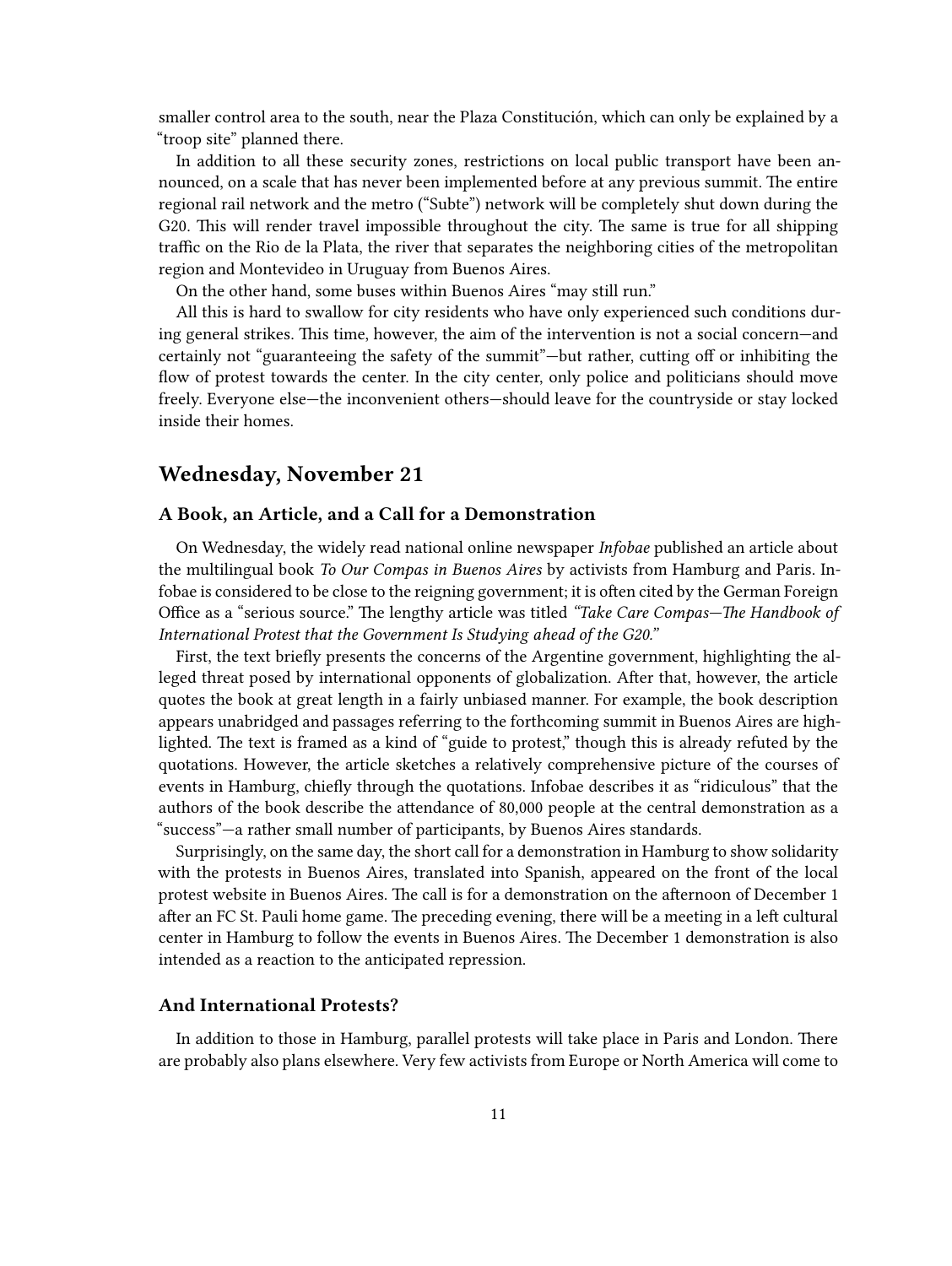smaller control area to the south, near the Plaza Constitución, which can only be explained by a "troop site" planned there.

In addition to all these security zones, restrictions on local public transport have been announced, on a scale that has never been implemented before at any previous summit. The entire regional rail network and the metro ("Subte") network will be completely shut down during the G20. This will render travel impossible throughout the city. The same is true for all shipping traffic on the Rio de la Plata, the river that separates the neighboring cities of the metropolitan region and Montevideo in Uruguay from Buenos Aires.

On the other hand, some buses within Buenos Aires "may still run."

All this is hard to swallow for city residents who have only experienced such conditions during general strikes. This time, however, the aim of the intervention is not a social concern—and certainly not "guaranteeing the safety of the summit"—but rather, cutting off or inhibiting the flow of protest towards the center. In the city center, only police and politicians should move freely. Everyone else—the inconvenient others—should leave for the countryside or stay locked inside their homes.

## Wednesday, November 21

### A Book, an Article, and a Call for a Demonstration

On Wednesday, the widely read national online newspaper *Infobae* published an article about the multilingual book *To Our Compas in Buenos Aires* by activists from Hamburg and Paris. Infobae is considered to be close to the reigning government; it is often cited by the German Foreign Office as a "serious source." The lengthy article was titled *"Take Care Compas—The Handbook of International Protest that the Government Is Studying ahead of the G20."*

First, the text briefly presents the concerns of the Argentine government, highlighting the alleged threat posed by international opponents of globalization. After that, however, the article quotes the book at great length in a fairly unbiased manner. For example, the book description appears unabridged and passages referring to the forthcoming summit in Buenos Aires are highlighted. The text is framed as a kind of "guide to protest," though this is already refuted by the quotations. However, the article sketches a relatively comprehensive picture of the courses of events in Hamburg, chiefly through the quotations. Infobae describes it as "ridiculous" that the authors of the book describe the attendance of 80,000 people at the central demonstration as a "success"—a rather small number of participants, by Buenos Aires standards.

Surprisingly, on the same day, the short call for a demonstration in Hamburg to show solidarity with the protests in Buenos Aires, translated into Spanish, appeared on the front of the local protest website in Buenos Aires. The call is for a demonstration on the afternoon of December 1 after an FC St. Pauli home game. The preceding evening, there will be a meeting in a left cultural center in Hamburg to follow the events in Buenos Aires. The December 1 demonstration is also intended as a reaction to the anticipated repression.

### And International Protests?

In addition to those in Hamburg, parallel protests will take place in Paris and London. There are probably also plans elsewhere. Very few activists from Europe or North America will come to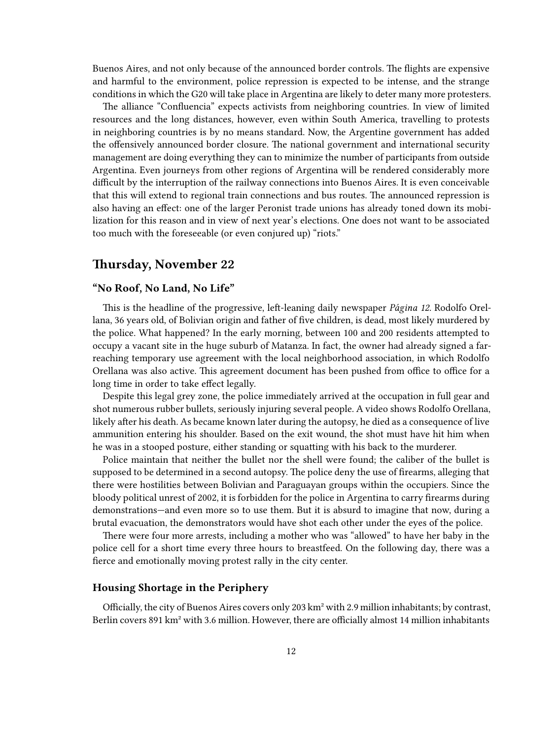Buenos Aires, and not only because of the announced border controls. The flights are expensive and harmful to the environment, police repression is expected to be intense, and the strange conditions in which the G20 will take place in Argentina are likely to deter many more protesters.

The alliance "Confluencia" expects activists from neighboring countries. In view of limited resources and the long distances, however, even within South America, travelling to protests in neighboring countries is by no means standard. Now, the Argentine government has added the offensively announced border closure. The national government and international security management are doing everything they can to minimize the number of participants from outside Argentina. Even journeys from other regions of Argentina will be rendered considerably more difficult by the interruption of the railway connections into Buenos Aires. It is even conceivable that this will extend to regional train connections and bus routes. The announced repression is also having an effect: one of the larger Peronist trade unions has already toned down its mobilization for this reason and in view of next year's elections. One does not want to be associated too much with the foreseeable (or even conjured up) "riots."

## Thursday, November 22

### "No Roof, No Land, No Life"

This is the headline of the progressive, left-leaning daily newspaper *Página 12.* Rodolfo Orellana, 36 years old, of Bolivian origin and father of five children, is dead, most likely murdered by the police. What happened? In the early morning, between 100 and 200 residents attempted to occupy a vacant site in the huge suburb of Matanza. In fact, the owner had already signed a far-reaching temporary use agreement with the local neighborhood association, in which Rodolfo Orellana was also active. This agreement document has been pushed from office to office for a long time in order to take effect legally.

Despite this legal grey zone, the police immediately arrived at the occupation in full gear and shot numerous rubber bullets, seriously injuring several people. A video shows Rodolfo Orellana, likely after his death. As became known later during the autopsy, he died as a consequence of live ammunition entering his shoulder. Based on the exit wound, the shot must have hit him when he was in a stooped posture, either standing or squatting with his back to the murderer.

Police maintain that neither the bullet nor the shell were found; the caliber of the bullet is supposed to be determined in a second autopsy. The police deny the use of firearms, alleging that there were hostilities between Bolivian and Paraguayan groups within the occupiers. Since the bloody political unrest of 2002, it is forbidden for the police in Argentina to carry firearms during demonstrations—and even more so to use them. But it is absurd to imagine that now, during a brutal evacuation, the demonstrators would have shot each other under the eyes of the police.

There were four more arrests, including a mother who was "allowed" to have her baby in the police cell for a short time every three hours to breastfeed. On the following day, there was a fierce and emotionally moving protest rally in the city center.

### Housing Shortage in the Periphery

Officially, the city of Buenos Aires covers only 203 km² with 2.9 million inhabitants; by contrast, Berlin covers 891 km² with 3.6 million. However, there are officially almost 14 million inhabitants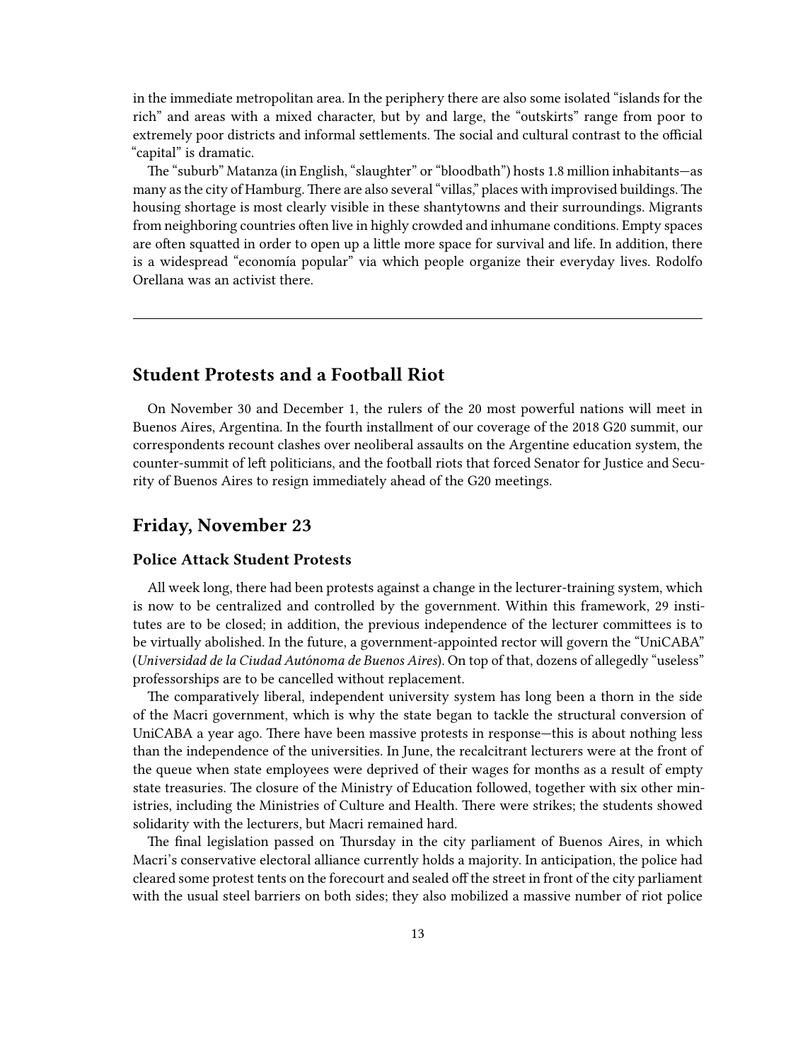in the immediate metropolitan area. In the periphery there are also some isolated "islands for the rich" and areas with a mixed character, but by and large, the "outskirts" range from poor to extremely poor districts and informal settlements. The social and cultural contrast to the official "capital" is dramatic.

The "suburb" Matanza (in English, "slaughter" or "bloodbath") hosts 1.8 million inhabitants—as many as the city of Hamburg. There are also several "villas," places with improvised buildings. The housing shortage is most clearly visible in these shantytowns and their surroundings. Migrants from neighboring countries often live in highly crowded and inhumane conditions. Empty spaces are often squatted in order to open up a little more space for survival and life. In addition, there is a widespread "economía popular" via which people organize their everyday lives. Rodolfo Orellana was an activist there.

---

## Student Protests and a Football Riot

On November 30 and December 1, the rulers of the 20 most powerful nations will meet in Buenos Aires, Argentina. In the fourth installment of our coverage of the 2018 G20 summit, our correspondents recount clashes over neoliberal assaults on the Argentine education system, the counter-summit of left politicians, and the football riots that forced Senator for Justice and Security of Buenos Aires to resign immediately ahead of the G20 meetings.

## Friday, November 23

### Police Attack Student Protests

All week long, there had been protests against a change in the lecturer-training system, which is now to be centralized and controlled by the government. Within this framework, 29 institutes are to be closed; in addition, the previous independence of the lecturer committees is to be virtually abolished. In the future, a government-appointed rector will govern the "UniCABA" (*Universidad de la Ciudad Autónoma de Buenos Aires*). On top of that, dozens of allegedly "useless" professorships are to be cancelled without replacement.

The comparatively liberal, independent university system has long been a thorn in the side of the Macri government, which is why the state began to tackle the structural conversion of UniCABA a year ago. There have been massive protests in response—this is about nothing less than the independence of the universities. In June, the recalcitrant lecturers were at the front of the queue when state employees were deprived of their wages for months as a result of empty state treasuries. The closure of the Ministry of Education followed, together with six other ministries, including the Ministries of Culture and Health. There were strikes; the students showed solidarity with the lecturers, but Macri remained hard.

The final legislation passed on Thursday in the city parliament of Buenos Aires, in which Macri's conservative electoral alliance currently holds a majority. In anticipation, the police had cleared some protest tents on the forecourt and sealed off the street in front of the city parliament with the usual steel barriers on both sides; they also mobilized a massive number of riot police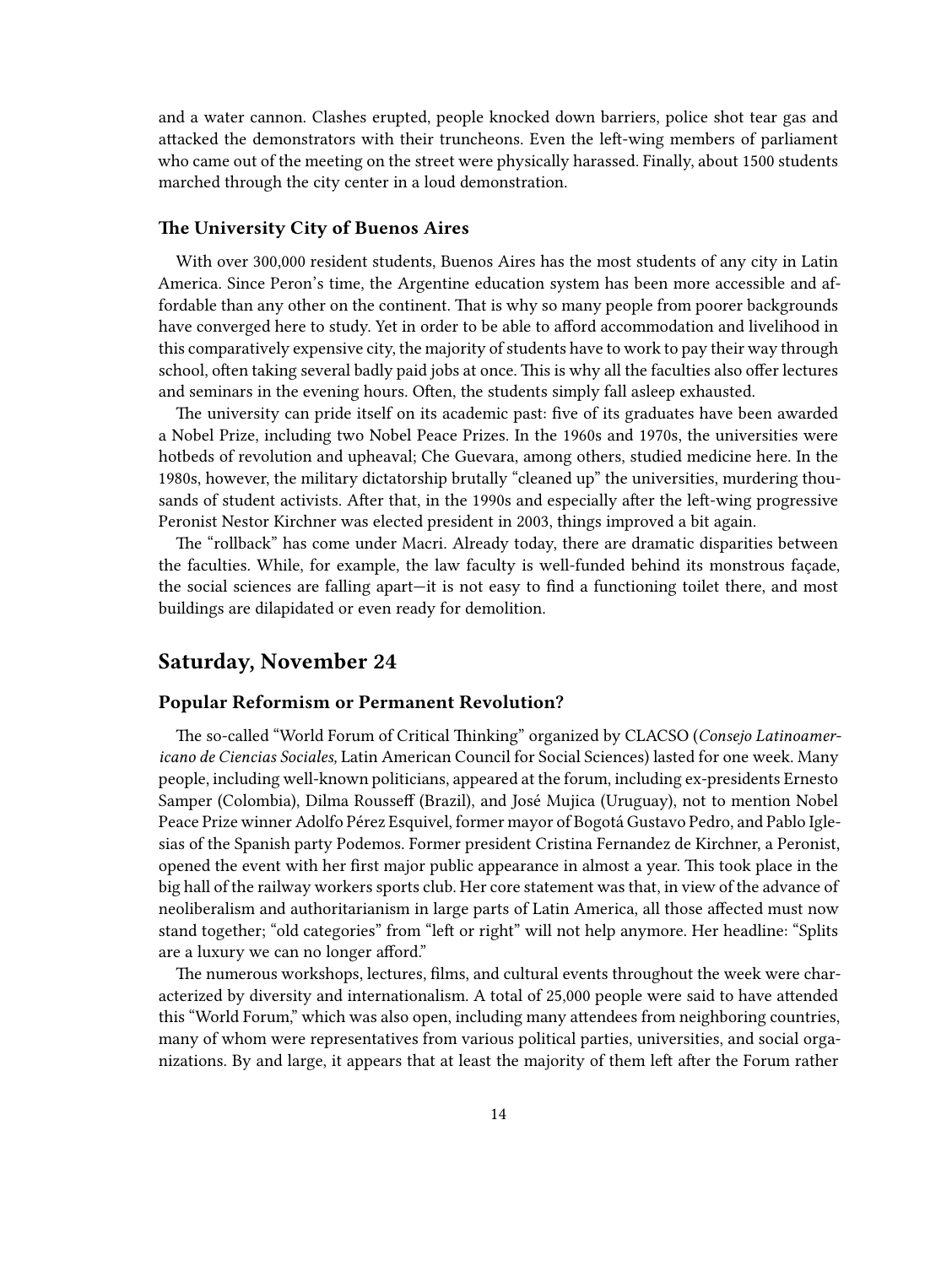and a water cannon. Clashes erupted, people knocked down barriers, police shot tear gas and attacked the demonstrators with their truncheons. Even the left-wing members of parliament who came out of the meeting on the street were physically harassed. Finally, about 1500 students marched through the city center in a loud demonstration.

### The University City of Buenos Aires

With over 300,000 resident students, Buenos Aires has the most students of any city in Latin America. Since Peron's time, the Argentine education system has been more accessible and affordable than any other on the continent. That is why so many people from poorer backgrounds have converged here to study. Yet in order to be able to afford accommodation and livelihood in this comparatively expensive city, the majority of students have to work to pay their way through school, often taking several badly paid jobs at once. This is why all the faculties also offer lectures and seminars in the evening hours. Often, the students simply fall asleep exhausted.

The university can pride itself on its academic past: five of its graduates have been awarded a Nobel Prize, including two Nobel Peace Prizes. In the 1960s and 1970s, the universities were hotbeds of revolution and upheaval; Che Guevara, among others, studied medicine here. In the 1980s, however, the military dictatorship brutally "cleaned up" the universities, murdering thousands of student activists. After that, in the 1990s and especially after the left-wing progressive Peronist Nestor Kirchner was elected president in 2003, things improved a bit again.

The "rollback" has come under Macri. Already today, there are dramatic disparities between the faculties. While, for example, the law faculty is well-funded behind its monstrous façade, the social sciences are falling apart—it is not easy to find a functioning toilet there, and most buildings are dilapidated or even ready for demolition.

## Saturday, November 24

### Popular Reformism or Permanent Revolution?

The so-called "World Forum of Critical Thinking" organized by CLACSO (*Consejo Latinoamericano de Ciencias Sociales,* Latin American Council for Social Sciences) lasted for one week. Many people, including well-known politicians, appeared at the forum, including ex-presidents Ernesto Samper (Colombia), Dilma Rousseff (Brazil), and José Mujica (Uruguay), not to mention Nobel Peace Prize winner Adolfo Pérez Esquivel, former mayor of Bogotá Gustavo Pedro, and Pablo Iglesias of the Spanish party Podemos. Former president Cristina Fernandez de Kirchner, a Peronist, opened the event with her first major public appearance in almost a year. This took place in the big hall of the railway workers sports club. Her core statement was that, in view of the advance of neoliberalism and authoritarianism in large parts of Latin America, all those affected must now stand together; "old categories" from "left or right" will not help anymore. Her headline: "Splits are a luxury we can no longer afford."

The numerous workshops, lectures, films, and cultural events throughout the week were characterized by diversity and internationalism. A total of 25,000 people were said to have attended this "World Forum," which was also open, including many attendees from neighboring countries, many of whom were representatives from various political parties, universities, and social organizations. By and large, it appears that at least the majority of them left after the Forum rather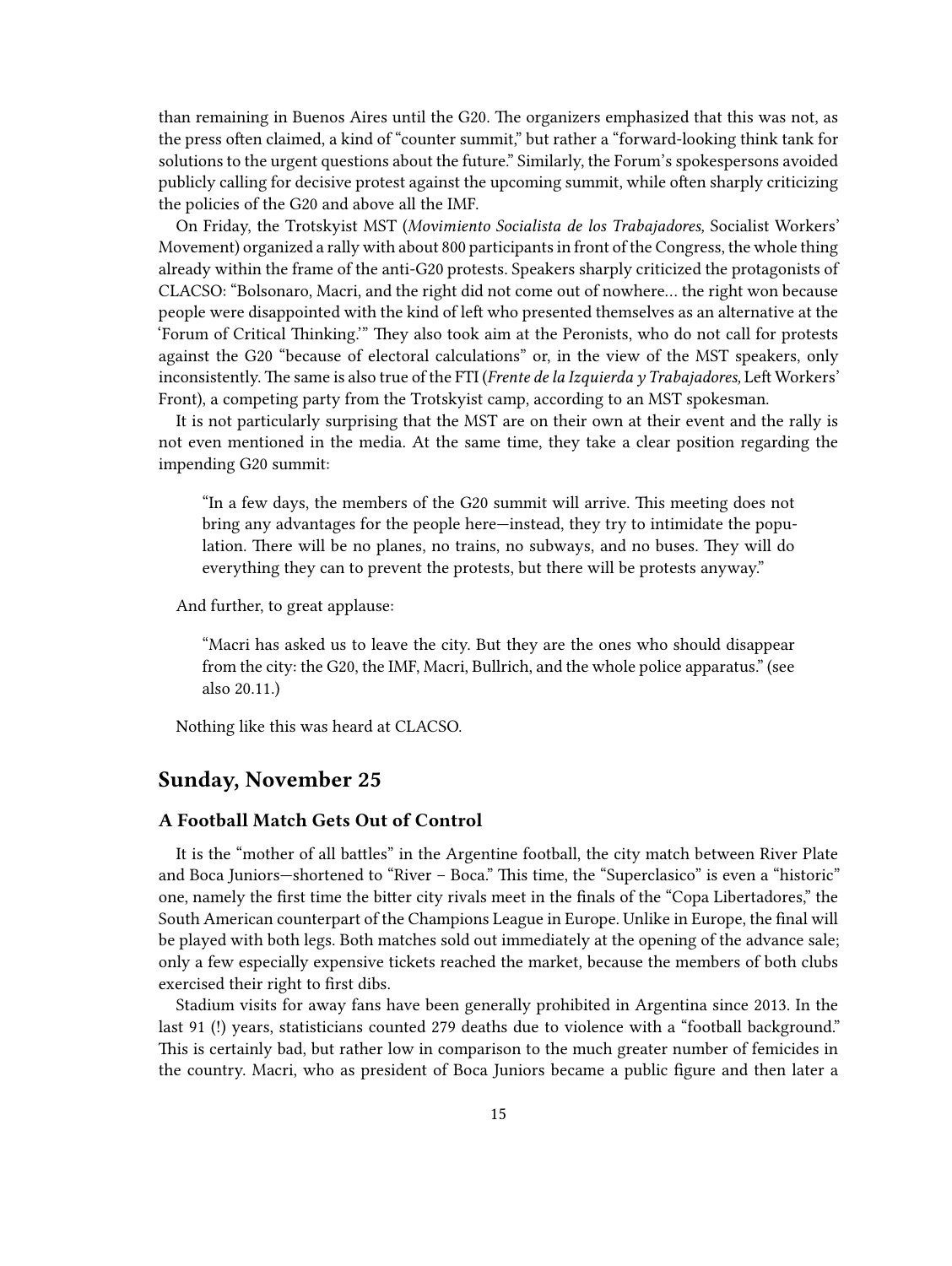than remaining in Buenos Aires until the G20. The organizers emphasized that this was not, as the press often claimed, a kind of "counter summit," but rather a "forward-looking think tank for solutions to the urgent questions about the future." Similarly, the Forum's spokespersons avoided publicly calling for decisive protest against the upcoming summit, while often sharply criticizing the policies of the G20 and above all the IMF.

On Friday, the Trotskyist MST (*Movimiento Socialista de los Trabajadores,* Socialist Workers' Movement) organized a rally with about 800 participants in front of the Congress, the whole thing already within the frame of the anti-G20 protests. Speakers sharply criticized the protagonists of CLACSO: "Bolsonaro, Macri, and the right did not come out of nowhere… the right won because people were disappointed with the kind of left who presented themselves as an alternative at the 'Forum of Critical Thinking.'" They also took aim at the Peronists, who do not call for protests against the G20 "because of electoral calculations" or, in the view of the MST speakers, only inconsistently. The same is also true of the FTI (*Frente de la Izquierda y Trabajadores,* Left Workers' Front), a competing party from the Trotskyist camp, according to an MST spokesman.

It is not particularly surprising that the MST are on their own at their event and the rally is not even mentioned in the media. At the same time, they take a clear position regarding the impending G20 summit:

> "In a few days, the members of the G20 summit will arrive. This meeting does not bring any advantages for the people here—instead, they try to intimidate the population. There will be no planes, no trains, no subways, and no buses. They will do everything they can to prevent the protests, but there will be protests anyway."

And further, to great applause:

> "Macri has asked us to leave the city. But they are the ones who should disappear from the city: the G20, the IMF, Macri, Bullrich, and the whole police apparatus." (see also 20.11.)

Nothing like this was heard at CLACSO.

## Sunday, November 25

### A Football Match Gets Out of Control

It is the "mother of all battles" in the Argentine football, the city match between River Plate and Boca Juniors—shortened to "River – Boca." This time, the "Superclasico" is even a "historic" one, namely the first time the bitter city rivals meet in the finals of the "Copa Libertadores," the South American counterpart of the Champions League in Europe. Unlike in Europe, the final will be played with both legs. Both matches sold out immediately at the opening of the advance sale; only a few especially expensive tickets reached the market, because the members of both clubs exercised their right to first dibs.

Stadium visits for away fans have been generally prohibited in Argentina since 2013. In the last 91 (!) years, statisticians counted 279 deaths due to violence with a "football background." This is certainly bad, but rather low in comparison to the much greater number of femicides in the country. Macri, who as president of Boca Juniors became a public figure and then later a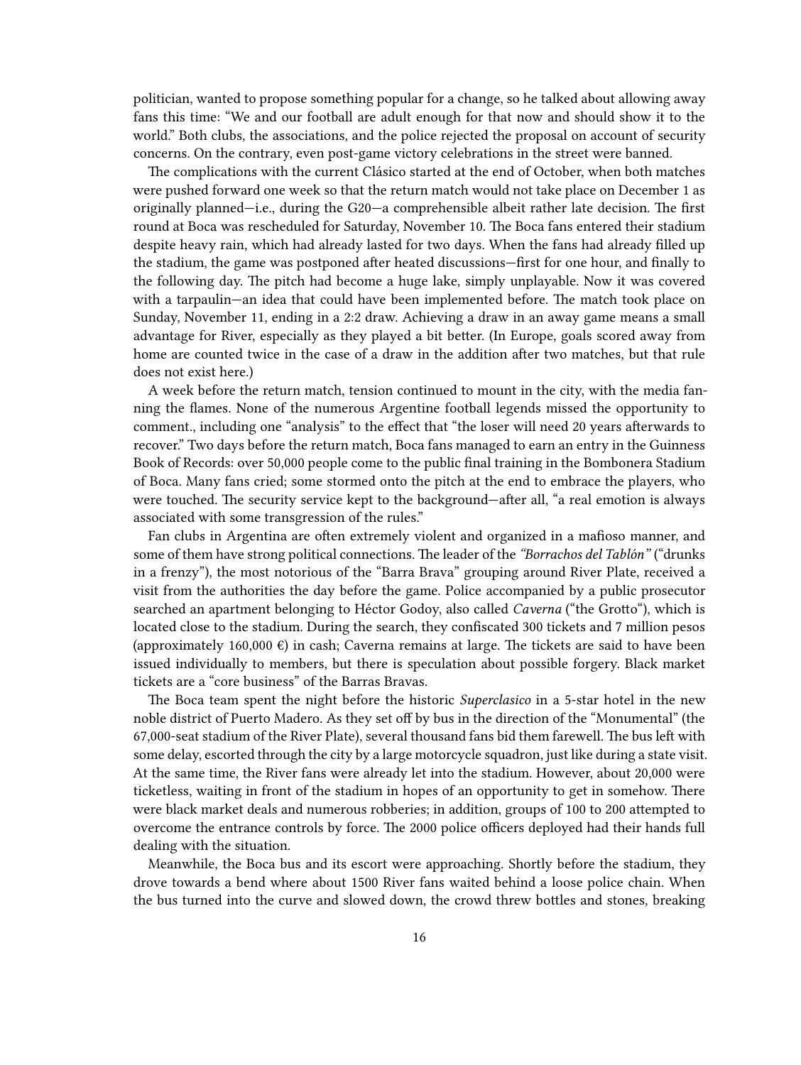politician, wanted to propose something popular for a change, so he talked about allowing away fans this time: "We and our football are adult enough for that now and should show it to the world." Both clubs, the associations, and the police rejected the proposal on account of security concerns. On the contrary, even post-game victory celebrations in the street were banned.

The complications with the current Clásico started at the end of October, when both matches were pushed forward one week so that the return match would not take place on December 1 as originally planned—i.e., during the G20—a comprehensible albeit rather late decision. The first round at Boca was rescheduled for Saturday, November 10. The Boca fans entered their stadium despite heavy rain, which had already lasted for two days. When the fans had already filled up the stadium, the game was postponed after heated discussions—first for one hour, and finally to the following day. The pitch had become a huge lake, simply unplayable. Now it was covered with a tarpaulin—an idea that could have been implemented before. The match took place on Sunday, November 11, ending in a 2:2 draw. Achieving a draw in an away game means a small advantage for River, especially as they played a bit better. (In Europe, goals scored away from home are counted twice in the case of a draw in the addition after two matches, but that rule does not exist here.)

A week before the return match, tension continued to mount in the city, with the media fanning the flames. None of the numerous Argentine football legends missed the opportunity to comment., including one "analysis" to the effect that "the loser will need 20 years afterwards to recover." Two days before the return match, Boca fans managed to earn an entry in the Guinness Book of Records: over 50,000 people come to the public final training in the Bombonera Stadium of Boca. Many fans cried; some stormed onto the pitch at the end to embrace the players, who were touched. The security service kept to the background—after all, "a real emotion is always associated with some transgression of the rules."

Fan clubs in Argentina are often extremely violent and organized in a mafioso manner, and some of them have strong political connections. The leader of the *"Borrachos del Tablón"* ("drunks in a frenzy"), the most notorious of the "Barra Brava" grouping around River Plate, received a visit from the authorities the day before the game. Police accompanied by a public prosecutor searched an apartment belonging to Héctor Godoy, also called *Caverna* ("the Grotto"), which is located close to the stadium. During the search, they confiscated 300 tickets and 7 million pesos (approximately 160,000 €) in cash; Caverna remains at large. The tickets are said to have been issued individually to members, but there is speculation about possible forgery. Black market tickets are a "core business" of the Barras Bravas.

The Boca team spent the night before the historic *Superclasico* in a 5-star hotel in the new noble district of Puerto Madero. As they set off by bus in the direction of the "Monumental" (the 67,000-seat stadium of the River Plate), several thousand fans bid them farewell. The bus left with some delay, escorted through the city by a large motorcycle squadron, just like during a state visit. At the same time, the River fans were already let into the stadium. However, about 20,000 were ticketless, waiting in front of the stadium in hopes of an opportunity to get in somehow. There were black market deals and numerous robberies; in addition, groups of 100 to 200 attempted to overcome the entrance controls by force. The 2000 police officers deployed had their hands full dealing with the situation.

Meanwhile, the Boca bus and its escort were approaching. Shortly before the stadium, they drove towards a bend where about 1500 River fans waited behind a loose police chain. When the bus turned into the curve and slowed down, the crowd threw bottles and stones, breaking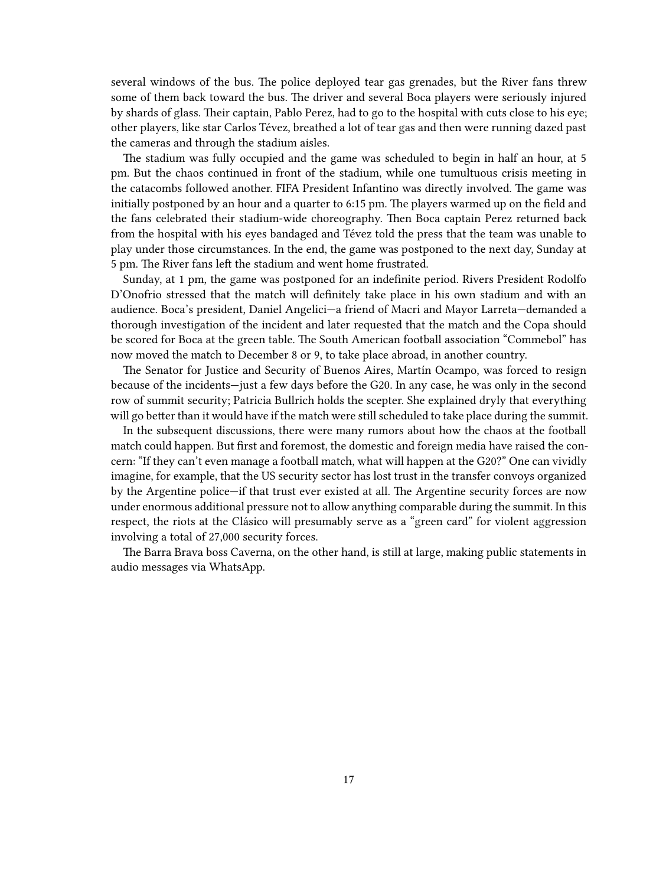several windows of the bus. The police deployed tear gas grenades, but the River fans threw some of them back toward the bus. The driver and several Boca players were seriously injured by shards of glass. Their captain, Pablo Perez, had to go to the hospital with cuts close to his eye; other players, like star Carlos Tévez, breathed a lot of tear gas and then were running dazed past the cameras and through the stadium aisles.

The stadium was fully occupied and the game was scheduled to begin in half an hour, at 5 pm. But the chaos continued in front of the stadium, while one tumultuous crisis meeting in the catacombs followed another. FIFA President Infantino was directly involved. The game was initially postponed by an hour and a quarter to 6:15 pm. The players warmed up on the field and the fans celebrated their stadium-wide choreography. Then Boca captain Perez returned back from the hospital with his eyes bandaged and Tévez told the press that the team was unable to play under those circumstances. In the end, the game was postponed to the next day, Sunday at 5 pm. The River fans left the stadium and went home frustrated.

Sunday, at 1 pm, the game was postponed for an indefinite period. Rivers President Rodolfo D'Onofrio stressed that the match will definitely take place in his own stadium and with an audience. Boca's president, Daniel Angelici—a friend of Macri and Mayor Larreta—demanded a thorough investigation of the incident and later requested that the match and the Copa should be scored for Boca at the green table. The South American football association "Commebol" has now moved the match to December 8 or 9, to take place abroad, in another country.

The Senator for Justice and Security of Buenos Aires, Martín Ocampo, was forced to resign because of the incidents—just a few days before the G20. In any case, he was only in the second row of summit security; Patricia Bullrich holds the scepter. She explained dryly that everything will go better than it would have if the match were still scheduled to take place during the summit.

In the subsequent discussions, there were many rumors about how the chaos at the football match could happen. But first and foremost, the domestic and foreign media have raised the concern: "If they can't even manage a football match, what will happen at the G20?" One can vividly imagine, for example, that the US security sector has lost trust in the transfer convoys organized by the Argentine police—if that trust ever existed at all. The Argentine security forces are now under enormous additional pressure not to allow anything comparable during the summit. In this respect, the riots at the Clásico will presumably serve as a "green card" for violent aggression involving a total of 27,000 security forces.

The Barra Brava boss Caverna, on the other hand, is still at large, making public statements in audio messages via WhatsApp.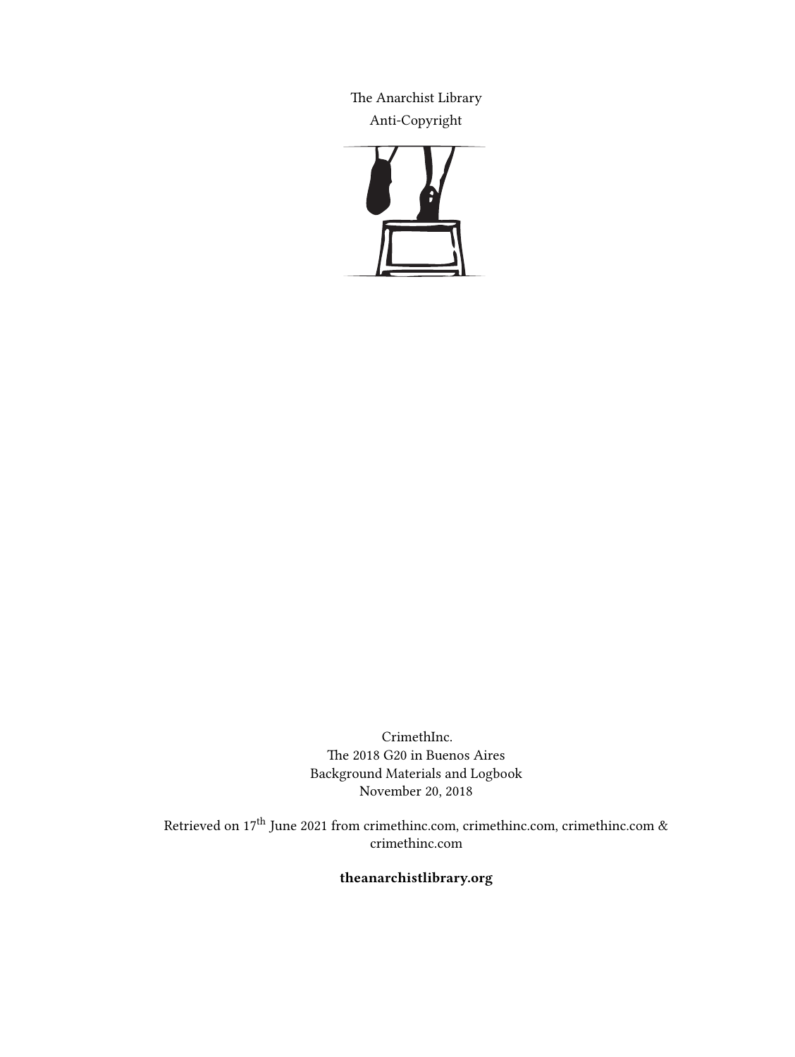The Anarchist Library
Anti-Copyright

CrimethInc.
The 2018 G20 in Buenos Aires
Background Materials and Logbook
November 20, 2018

Retrieved on 17th June 2021 from crimethinc.com, crimethinc.com, crimethinc.com & crimethinc.com

**theanarchistlibrary.org**